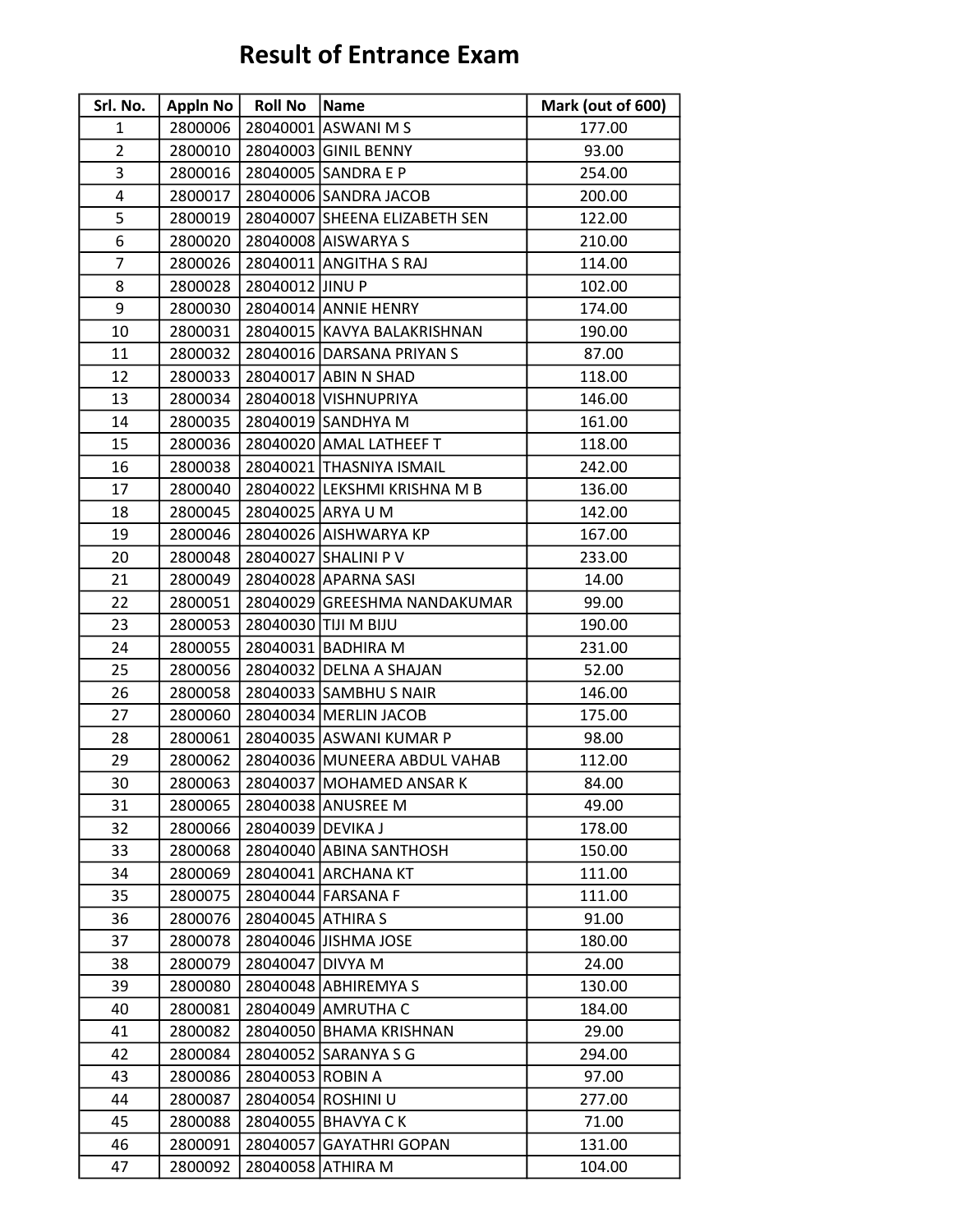# Result of Entrance Exam

| Srl. No. | Appln No | Roll No | Name | Mark (out of 600) |
|---|---|---|---|---|
| 1 | 2800006 | 28040001 | ASWANI M S | 177.00 |
| 2 | 2800010 | 28040003 | GINIL BENNY | 93.00 |
| 3 | 2800016 | 28040005 | SANDRA E P | 254.00 |
| 4 | 2800017 | 28040006 | SANDRA JACOB | 200.00 |
| 5 | 2800019 | 28040007 | SHEENA ELIZABETH SEN | 122.00 |
| 6 | 2800020 | 28040008 | AISWARYA S | 210.00 |
| 7 | 2800026 | 28040011 | ANGITHA S RAJ | 114.00 |
| 8 | 2800028 | 28040012 | JINU P | 102.00 |
| 9 | 2800030 | 28040014 | ANNIE HENRY | 174.00 |
| 10 | 2800031 | 28040015 | KAVYA BALAKRISHNAN | 190.00 |
| 11 | 2800032 | 28040016 | DARSANA PRIYAN S | 87.00 |
| 12 | 2800033 | 28040017 | ABIN N SHAD | 118.00 |
| 13 | 2800034 | 28040018 | VISHNUPRIYA | 146.00 |
| 14 | 2800035 | 28040019 | SANDHYA M | 161.00 |
| 15 | 2800036 | 28040020 | AMAL LATHEEF T | 118.00 |
| 16 | 2800038 | 28040021 | THASNIYA ISMAIL | 242.00 |
| 17 | 2800040 | 28040022 | LEKSHMI KRISHNA M B | 136.00 |
| 18 | 2800045 | 28040025 | ARYA U M | 142.00 |
| 19 | 2800046 | 28040026 | AISHWARYA KP | 167.00 |
| 20 | 2800048 | 28040027 | SHALINI P V | 233.00 |
| 21 | 2800049 | 28040028 | APARNA SASI | 14.00 |
| 22 | 2800051 | 28040029 | GREESHMA NANDAKUMAR | 99.00 |
| 23 | 2800053 | 28040030 | TIJI M BIJU | 190.00 |
| 24 | 2800055 | 28040031 | BADHIRA M | 231.00 |
| 25 | 2800056 | 28040032 | DELNA A SHAJAN | 52.00 |
| 26 | 2800058 | 28040033 | SAMBHU S NAIR | 146.00 |
| 27 | 2800060 | 28040034 | MERLIN JACOB | 175.00 |
| 28 | 2800061 | 28040035 | ASWANI KUMAR P | 98.00 |
| 29 | 2800062 | 28040036 | MUNEERA ABDUL VAHAB | 112.00 |
| 30 | 2800063 | 28040037 | MOHAMED ANSAR K | 84.00 |
| 31 | 2800065 | 28040038 | ANUSREE M | 49.00 |
| 32 | 2800066 | 28040039 | DEVIKA J | 178.00 |
| 33 | 2800068 | 28040040 | ABINA SANTHOSH | 150.00 |
| 34 | 2800069 | 28040041 | ARCHANA KT | 111.00 |
| 35 | 2800075 | 28040044 | FARSANA F | 111.00 |
| 36 | 2800076 | 28040045 | ATHIRA S | 91.00 |
| 37 | 2800078 | 28040046 | JISHMA JOSE | 180.00 |
| 38 | 2800079 | 28040047 | DIVYA M | 24.00 |
| 39 | 2800080 | 28040048 | ABHIREMYA S | 130.00 |
| 40 | 2800081 | 28040049 | AMRUTHA C | 184.00 |
| 41 | 2800082 | 28040050 | BHAMA KRISHNAN | 29.00 |
| 42 | 2800084 | 28040052 | SARANYA S G | 294.00 |
| 43 | 2800086 | 28040053 | ROBIN A | 97.00 |
| 44 | 2800087 | 28040054 | ROSHINI U | 277.00 |
| 45 | 2800088 | 28040055 | BHAVYA C K | 71.00 |
| 46 | 2800091 | 28040057 | GAYATHRI GOPAN | 131.00 |
| 47 | 2800092 | 28040058 | ATHIRA M | 104.00 |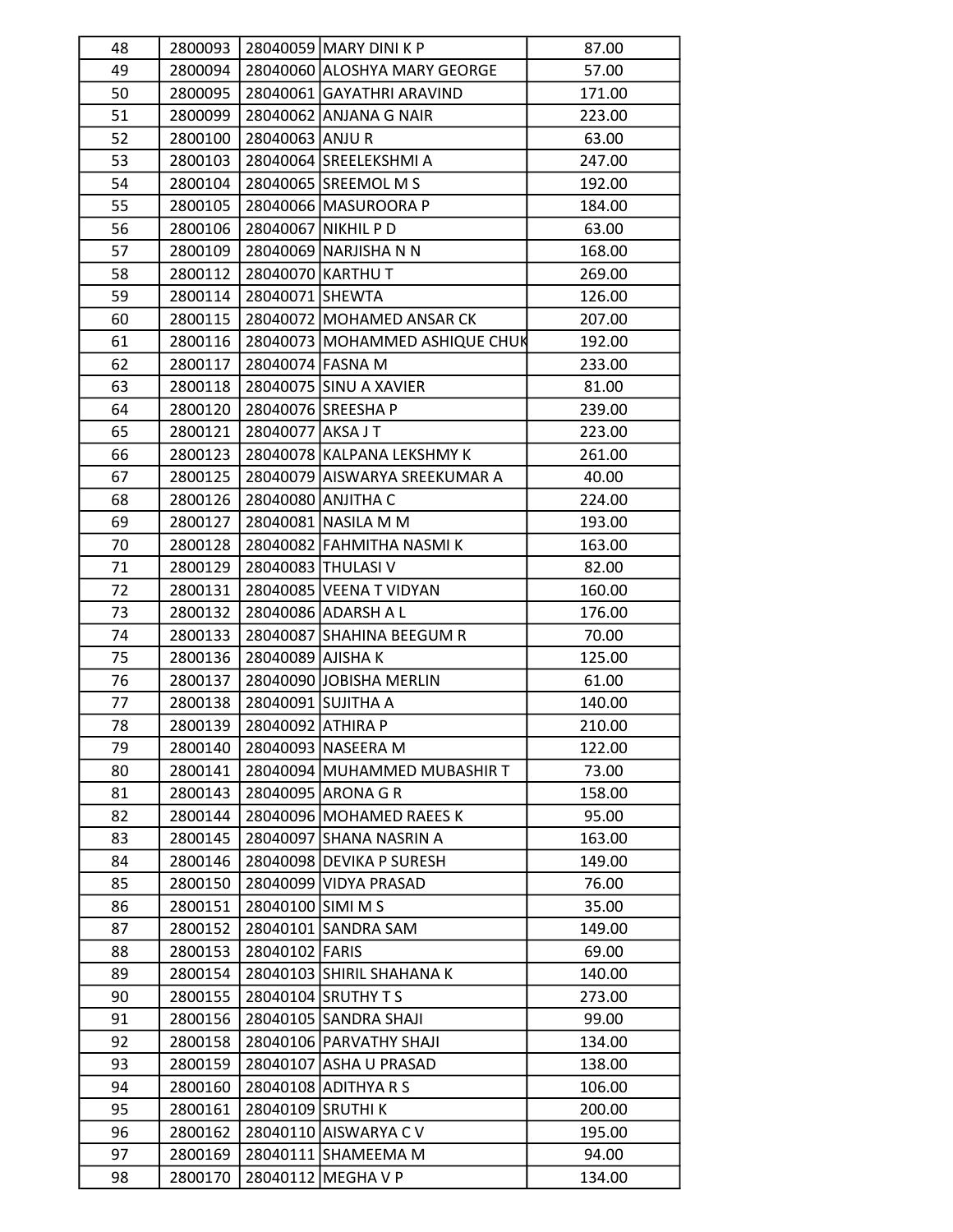| 48 | 2800093 | 28040059 | MARY DINI K P | 87.00 |
|---|---|---|---|---|
| 49 | 2800094 | 28040060 | ALOSHYA MARY GEORGE | 57.00 |
| 50 | 2800095 | 28040061 | GAYATHRI ARAVIND | 171.00 |
| 51 | 2800099 | 28040062 | ANJANA G NAIR | 223.00 |
| 52 | 2800100 | 28040063 | ANJU R | 63.00 |
| 53 | 2800103 | 28040064 | SREELEKSHMI A | 247.00 |
| 54 | 2800104 | 28040065 | SREEMOL M S | 192.00 |
| 55 | 2800105 | 28040066 | MASUROORA P | 184.00 |
| 56 | 2800106 | 28040067 | NIKHIL P D | 63.00 |
| 57 | 2800109 | 28040069 | NARJISHA N N | 168.00 |
| 58 | 2800112 | 28040070 | KARTHU T | 269.00 |
| 59 | 2800114 | 28040071 | SHEWTA | 126.00 |
| 60 | 2800115 | 28040072 | MOHAMED ANSAR CK | 207.00 |
| 61 | 2800116 | 28040073 | MOHAMMED ASHIQUE CHUK | 192.00 |
| 62 | 2800117 | 28040074 | FASNA M | 233.00 |
| 63 | 2800118 | 28040075 | SINU A XAVIER | 81.00 |
| 64 | 2800120 | 28040076 | SREESHA P | 239.00 |
| 65 | 2800121 | 28040077 | AKSA J T | 223.00 |
| 66 | 2800123 | 28040078 | KALPANA LEKSHMY K | 261.00 |
| 67 | 2800125 | 28040079 | AISWARYA SREEKUMAR A | 40.00 |
| 68 | 2800126 | 28040080 | ANJITHA C | 224.00 |
| 69 | 2800127 | 28040081 | NASILA M M | 193.00 |
| 70 | 2800128 | 28040082 | FAHMITHA NASMI K | 163.00 |
| 71 | 2800129 | 28040083 | THULASI V | 82.00 |
| 72 | 2800131 | 28040085 | VEENA T VIDYAN | 160.00 |
| 73 | 2800132 | 28040086 | ADARSH A L | 176.00 |
| 74 | 2800133 | 28040087 | SHAHINA BEEGUM R | 70.00 |
| 75 | 2800136 | 28040089 | AJISHA K | 125.00 |
| 76 | 2800137 | 28040090 | JOBISHA MERLIN | 61.00 |
| 77 | 2800138 | 28040091 | SUJITHA A | 140.00 |
| 78 | 2800139 | 28040092 | ATHIRA P | 210.00 |
| 79 | 2800140 | 28040093 | NASEERA M | 122.00 |
| 80 | 2800141 | 28040094 | MUHAMMED MUBASHIR T | 73.00 |
| 81 | 2800143 | 28040095 | ARONA G R | 158.00 |
| 82 | 2800144 | 28040096 | MOHAMED RAEES K | 95.00 |
| 83 | 2800145 | 28040097 | SHANA NASRIN A | 163.00 |
| 84 | 2800146 | 28040098 | DEVIKA P SURESH | 149.00 |
| 85 | 2800150 | 28040099 | VIDYA PRASAD | 76.00 |
| 86 | 2800151 | 28040100 | SIMI M S | 35.00 |
| 87 | 2800152 | 28040101 | SANDRA SAM | 149.00 |
| 88 | 2800153 | 28040102 | FARIS | 69.00 |
| 89 | 2800154 | 28040103 | SHIRIL SHAHANA K | 140.00 |
| 90 | 2800155 | 28040104 | SRUTHY T S | 273.00 |
| 91 | 2800156 | 28040105 | SANDRA SHAJI | 99.00 |
| 92 | 2800158 | 28040106 | PARVATHY SHAJI | 134.00 |
| 93 | 2800159 | 28040107 | ASHA U PRASAD | 138.00 |
| 94 | 2800160 | 28040108 | ADITHYA R S | 106.00 |
| 95 | 2800161 | 28040109 | SRUTHI K | 200.00 |
| 96 | 2800162 | 28040110 | AISWARYA C V | 195.00 |
| 97 | 2800169 | 28040111 | SHAMEEMA M | 94.00 |
| 98 | 2800170 | 28040112 | MEGHA V P | 134.00 |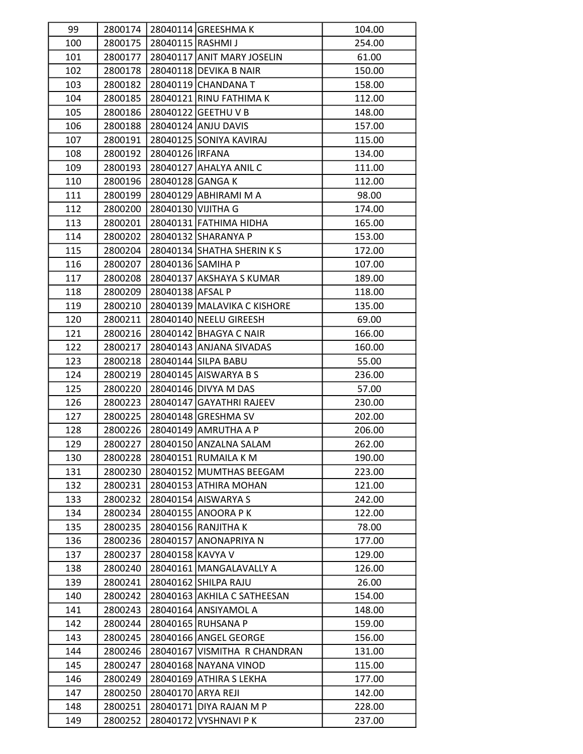| | | | | |
|---|---|---|---|---|
| 99 | 2800174 | 28040114 | GREESHMA K | 104.00 |
| 100 | 2800175 | 28040115 | RASHMI J | 254.00 |
| 101 | 2800177 | 28040117 | ANIT MARY JOSELIN | 61.00 |
| 102 | 2800178 | 28040118 | DEVIKA B NAIR | 150.00 |
| 103 | 2800182 | 28040119 | CHANDANA T | 158.00 |
| 104 | 2800185 | 28040121 | RINU FATHIMA K | 112.00 |
| 105 | 2800186 | 28040122 | GEETHU V B | 148.00 |
| 106 | 2800188 | 28040124 | ANJU DAVIS | 157.00 |
| 107 | 2800191 | 28040125 | SONIYA KAVIRAJ | 115.00 |
| 108 | 2800192 | 28040126 | IRFANA | 134.00 |
| 109 | 2800193 | 28040127 | AHALYA ANIL C | 111.00 |
| 110 | 2800196 | 28040128 | GANGA K | 112.00 |
| 111 | 2800199 | 28040129 | ABHIRAMI M A | 98.00 |
| 112 | 2800200 | 28040130 | VIJITHA G | 174.00 |
| 113 | 2800201 | 28040131 | FATHIMA HIDHA | 165.00 |
| 114 | 2800202 | 28040132 | SHARANYA P | 153.00 |
| 115 | 2800204 | 28040134 | SHATHA SHERIN K S | 172.00 |
| 116 | 2800207 | 28040136 | SAMIHA P | 107.00 |
| 117 | 2800208 | 28040137 | AKSHAYA S KUMAR | 189.00 |
| 118 | 2800209 | 28040138 | AFSAL P | 118.00 |
| 119 | 2800210 | 28040139 | MALAVIKA C KISHORE | 135.00 |
| 120 | 2800211 | 28040140 | NEELU GIREESH | 69.00 |
| 121 | 2800216 | 28040142 | BHAGYA C NAIR | 166.00 |
| 122 | 2800217 | 28040143 | ANJANA SIVADAS | 160.00 |
| 123 | 2800218 | 28040144 | SILPA BABU | 55.00 |
| 124 | 2800219 | 28040145 | AISWARYA B S | 236.00 |
| 125 | 2800220 | 28040146 | DIVYA M DAS | 57.00 |
| 126 | 2800223 | 28040147 | GAYATHRI RAJEEV | 230.00 |
| 127 | 2800225 | 28040148 | GRESHMA SV | 202.00 |
| 128 | 2800226 | 28040149 | AMRUTHA A P | 206.00 |
| 129 | 2800227 | 28040150 | ANZALNA SALAM | 262.00 |
| 130 | 2800228 | 28040151 | RUMAILA K M | 190.00 |
| 131 | 2800230 | 28040152 | MUMTHAS BEEGAM | 223.00 |
| 132 | 2800231 | 28040153 | ATHIRA MOHAN | 121.00 |
| 133 | 2800232 | 28040154 | AISWARYA S | 242.00 |
| 134 | 2800234 | 28040155 | ANOORA P K | 122.00 |
| 135 | 2800235 | 28040156 | RANJITHA K | 78.00 |
| 136 | 2800236 | 28040157 | ANONAPRIYA N | 177.00 |
| 137 | 2800237 | 28040158 | KAVYA V | 129.00 |
| 138 | 2800240 | 28040161 | MANGALAVALLY A | 126.00 |
| 139 | 2800241 | 28040162 | SHILPA RAJU | 26.00 |
| 140 | 2800242 | 28040163 | AKHILA C SATHEESAN | 154.00 |
| 141 | 2800243 | 28040164 | ANSIYAMOL A | 148.00 |
| 142 | 2800244 | 28040165 | RUHSANA P | 159.00 |
| 143 | 2800245 | 28040166 | ANGEL GEORGE | 156.00 |
| 144 | 2800246 | 28040167 | VISMITHA R CHANDRAN | 131.00 |
| 145 | 2800247 | 28040168 | NAYANA VINOD | 115.00 |
| 146 | 2800249 | 28040169 | ATHIRA S LEKHA | 177.00 |
| 147 | 2800250 | 28040170 | ARYA REJI | 142.00 |
| 148 | 2800251 | 28040171 | DIYA RAJAN M P | 228.00 |
| 149 | 2800252 | 28040172 | VYSHNAVI P K | 237.00 |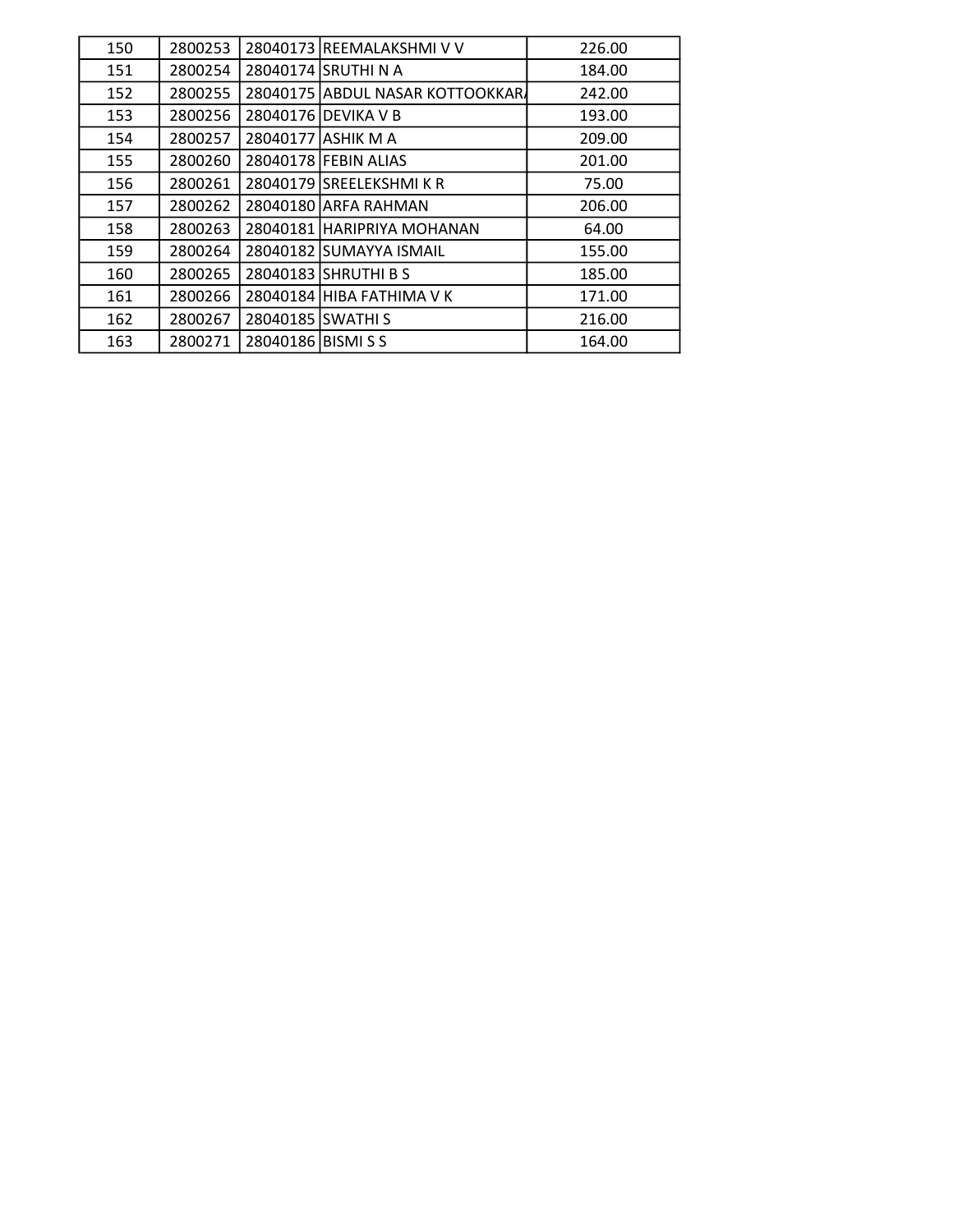| | | | | |
|---|---|---|---|---|
| 150 | 2800253 | 28040173 | REEMALAKSHMI V V | 226.00 |
| 151 | 2800254 | 28040174 | SRUTHI N A | 184.00 |
| 152 | 2800255 | 28040175 | ABDUL NASAR KOTTOOKKAR | 242.00 |
| 153 | 2800256 | 28040176 | DEVIKA V B | 193.00 |
| 154 | 2800257 | 28040177 | ASHIK M A | 209.00 |
| 155 | 2800260 | 28040178 | FEBIN ALIAS | 201.00 |
| 156 | 2800261 | 28040179 | SREELEKSHMI K R | 75.00 |
| 157 | 2800262 | 28040180 | ARFA RAHMAN | 206.00 |
| 158 | 2800263 | 28040181 | HARIPRIYA MOHANAN | 64.00 |
| 159 | 2800264 | 28040182 | SUMAYYA ISMAIL | 155.00 |
| 160 | 2800265 | 28040183 | SHRUTHI B S | 185.00 |
| 161 | 2800266 | 28040184 | HIBA FATHIMA V K | 171.00 |
| 162 | 2800267 | 28040185 | SWATHI S | 216.00 |
| 163 | 2800271 | 28040186 | BISMI S S | 164.00 |